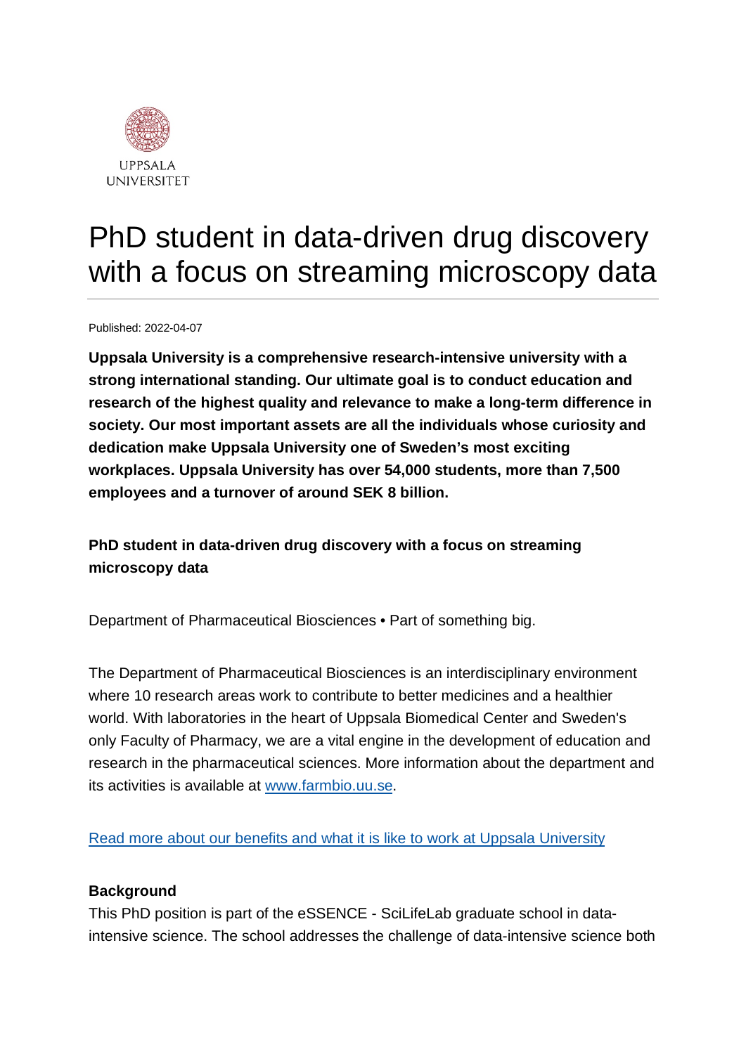UPPSALA UNIVERSITET

# PhD student in data-driven drug discovery with a focus on streaming microscopy data

Published: 2022-04-07

**Uppsala University is a comprehensive research-intensive university with a strong international standing. Our ultimate goal is to conduct education and research of the highest quality and relevance to make a long-term difference in society. Our most important assets are all the individuals whose curiosity and dedication make Uppsala University one of Sweden's most exciting workplaces. Uppsala University has over 54,000 students, more than 7,500 employees and a turnover of around SEK 8 billion.**

**PhD student in data-driven drug discovery with a focus on streaming microscopy data**

Department of Pharmaceutical Biosciences • Part of something big.

The Department of Pharmaceutical Biosciences is an interdisciplinary environment where 10 research areas work to contribute to better medicines and a healthier world. With laboratories in the heart of Uppsala Biomedical Center and Sweden's only Faculty of Pharmacy, we are a vital engine in the development of education and research in the pharmaceutical sciences. More information about the department and its activities is available at [www.farmbio.uu.se](www.farmbio.uu.se).

[Read more about our benefits and what it is like to work at Uppsala University]()

**Background**

This PhD position is part of the eSSENCE - SciLifeLab graduate school in data-intensive science. The school addresses the challenge of data-intensive science both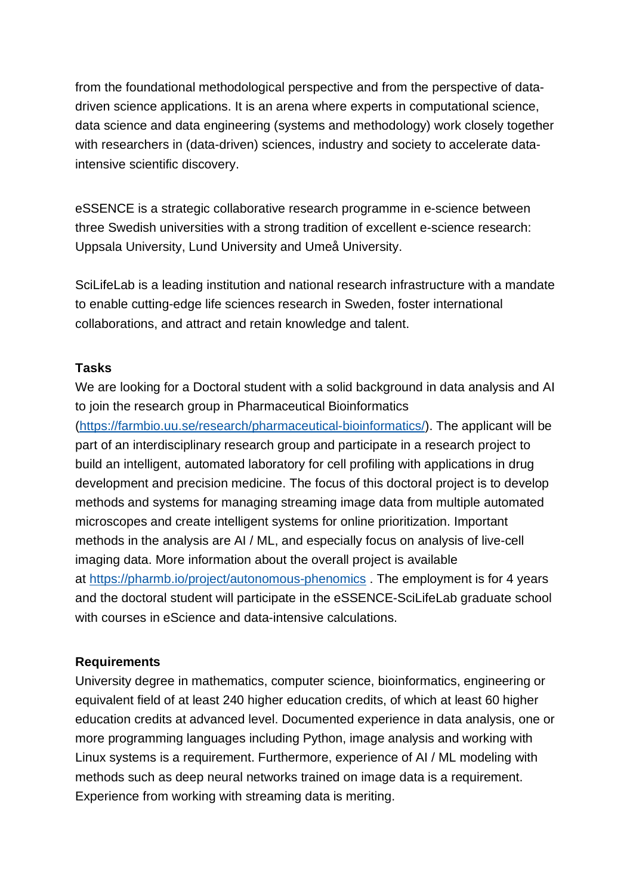from the foundational methodological perspective and from the perspective of data-driven science applications. It is an arena where experts in computational science, data science and data engineering (systems and methodology) work closely together with researchers in (data-driven) sciences, industry and society to accelerate data-intensive scientific discovery.

eSSENCE is a strategic collaborative research programme in e-science between three Swedish universities with a strong tradition of excellent e-science research: Uppsala University, Lund University and Umeå University.

SciLifeLab is a leading institution and national research infrastructure with a mandate to enable cutting-edge life sciences research in Sweden, foster international collaborations, and attract and retain knowledge and talent.

**Tasks**

We are looking for a Doctoral student with a solid background in data analysis and AI to join the research group in Pharmaceutical Bioinformatics (https://farmbio.uu.se/research/pharmaceutical-bioinformatics/). The applicant will be part of an interdisciplinary research group and participate in a research project to build an intelligent, automated laboratory for cell profiling with applications in drug development and precision medicine. The focus of this doctoral project is to develop methods and systems for managing streaming image data from multiple automated microscopes and create intelligent systems for online prioritization. Important methods in the analysis are AI / ML, and especially focus on analysis of live-cell imaging data. More information about the overall project is available at https://pharmb.io/project/autonomous-phenomics . The employment is for 4 years and the doctoral student will participate in the eSSENCE-SciLifeLab graduate school with courses in eScience and data-intensive calculations.

**Requirements**

University degree in mathematics, computer science, bioinformatics, engineering or equivalent field of at least 240 higher education credits, of which at least 60 higher education credits at advanced level. Documented experience in data analysis, one or more programming languages including Python, image analysis and working with Linux systems is a requirement. Furthermore, experience of AI / ML modeling with methods such as deep neural networks trained on image data is a requirement. Experience from working with streaming data is meriting.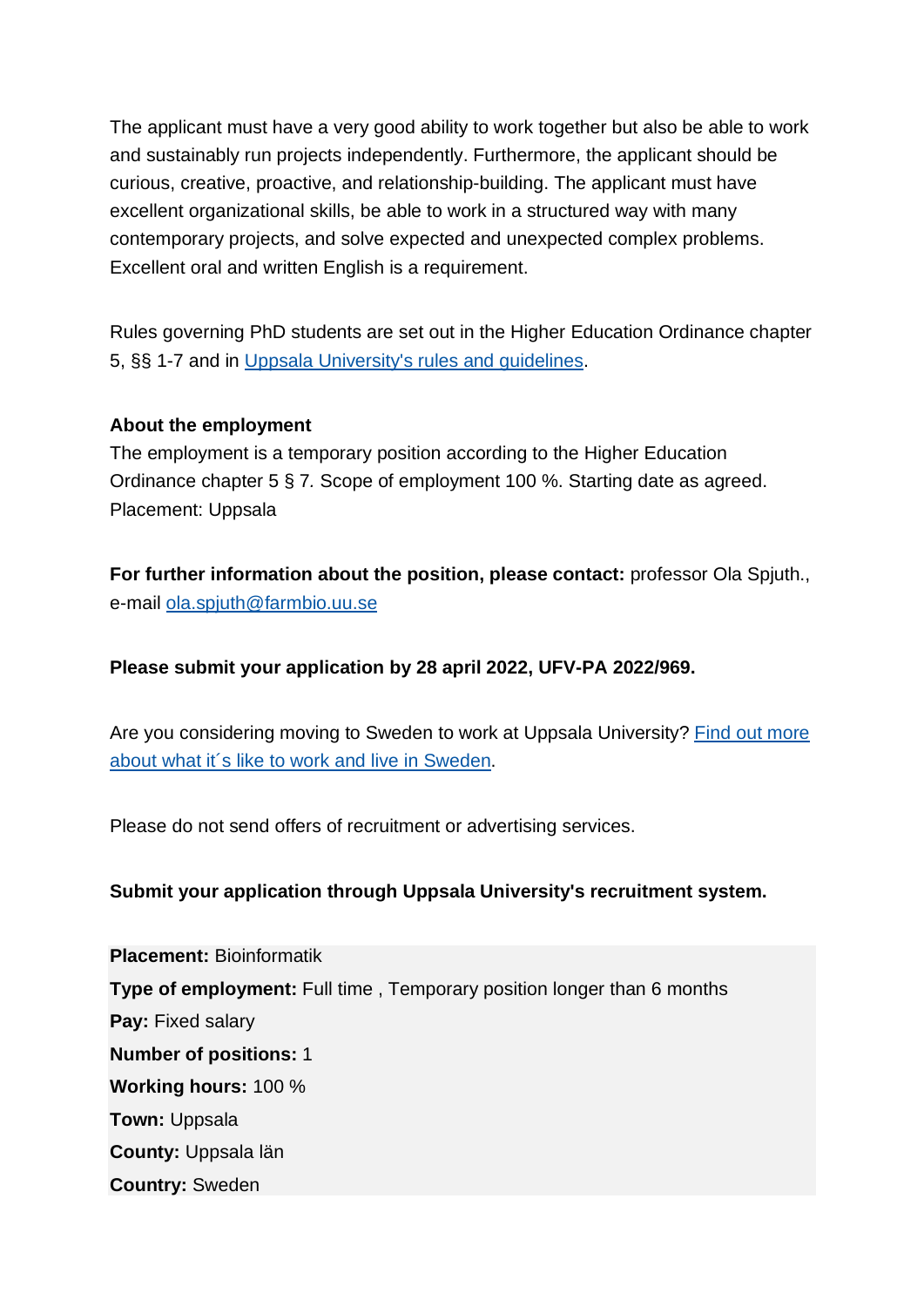The applicant must have a very good ability to work together but also be able to work and sustainably run projects independently. Furthermore, the applicant should be curious, creative, proactive, and relationship-building. The applicant must have excellent organizational skills, be able to work in a structured way with many contemporary projects, and solve expected and unexpected complex problems. Excellent oral and written English is a requirement.

Rules governing PhD students are set out in the Higher Education Ordinance chapter 5, §§ 1-7 and in Uppsala University's rules and guidelines.

**About the employment**
The employment is a temporary position according to the Higher Education Ordinance chapter 5 § 7. Scope of employment 100 %. Starting date as agreed. Placement: Uppsala

**For further information about the position, please contact:** professor Ola Spjuth., e-mail ola.spjuth@farmbio.uu.se

**Please submit your application by 28 april 2022, UFV-PA 2022/969.**

Are you considering moving to Sweden to work at Uppsala University? Find out more about what it´s like to work and live in Sweden.

Please do not send offers of recruitment or advertising services.

**Submit your application through Uppsala University's recruitment system.**

**Placement:** Bioinformatik
**Type of employment:** Full time , Temporary position longer than 6 months
**Pay:** Fixed salary
**Number of positions:** 1
**Working hours:** 100 %
**Town:** Uppsala
**County:** Uppsala län
**Country:** Sweden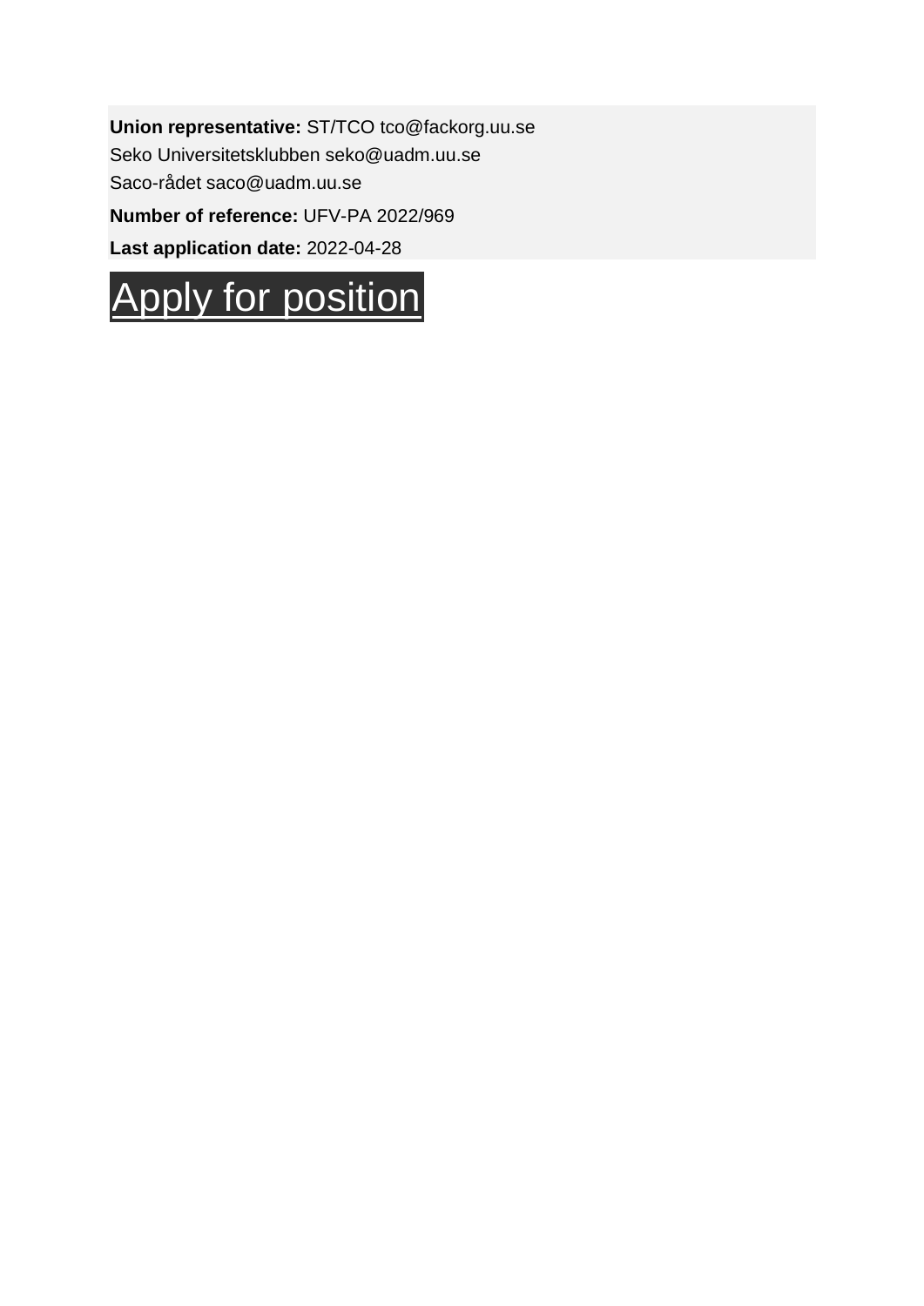**Union representative:** ST/TCO tco@fackorg.uu.se

Seko Universitetsklubben seko@uadm.uu.se

Saco-rådet saco@uadm.uu.se

**Number of reference:** UFV-PA 2022/969

**Last application date:** 2022-04-28

Apply for position